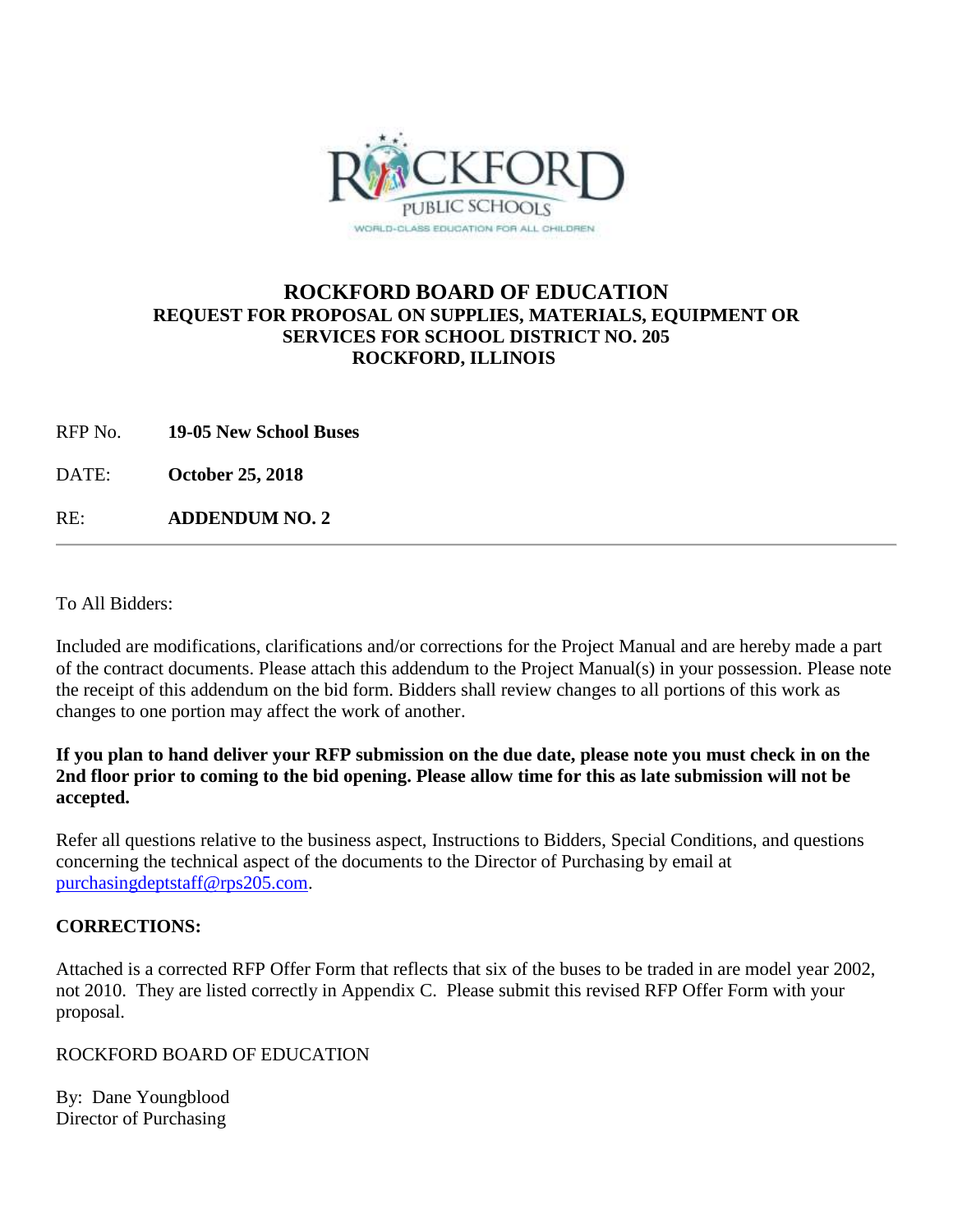# ROCKFORD BOARD OF EDUCATION

## REQUEST FOR PROPOSAL ON SUPPLIES, MATERIALS, EQUIPMENT OR SERVICES FOR SCHOOL DISTRICT NO. 205 ROCKFORD, ILLINOIS

RFP No. **19-05 New School Buses**

DATE: **October 25, 2018**

RE: **ADDENDUM NO. 2**

---

To All Bidders:

Included are modifications, clarifications and/or corrections for the Project Manual and are hereby made a part of the contract documents. Please attach this addendum to the Project Manual(s) in your possession. Please note the receipt of this addendum on the bid form. Bidders shall review changes to all portions of this work as changes to one portion may affect the work of another.

**If you plan to hand deliver your RFP submission on the due date, please note you must check in on the 2nd floor prior to coming to the bid opening. Please allow time for this as late submission will not be accepted.**

Refer all questions relative to the business aspect, Instructions to Bidders, Special Conditions, and questions concerning the technical aspect of the documents to the Director of Purchasing by email at purchasingdeptstaff@rps205.com.

**CORRECTIONS:**

Attached is a corrected RFP Offer Form that reflects that six of the buses to be traded in are model year 2002, not 2010. They are listed correctly in Appendix C. Please submit this revised RFP Offer Form with your proposal.

ROCKFORD BOARD OF EDUCATION

By: Dane Youngblood
Director of Purchasing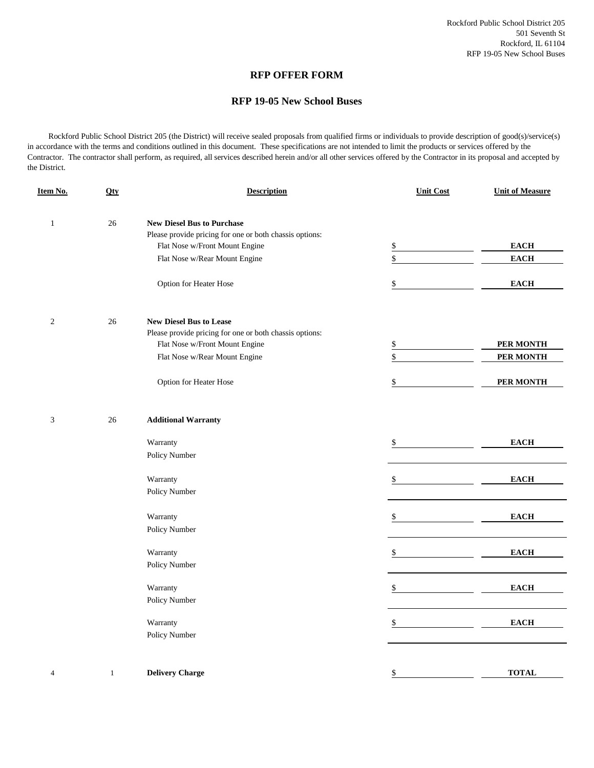Rockford Public School District 205
501 Seventh St
Rockford, IL 61104
RFP 19-05 New School Buses

## RFP OFFER FORM

## RFP 19-05 New School Buses

Rockford Public School District 205 (the District) will receive sealed proposals from qualified firms or individuals to provide description of good(s)/service(s) in accordance with the terms and conditions outlined in this document. These specifications are not intended to limit the products or services offered by the Contractor. The contractor shall perform, as required, all services described herein and/or all other services offered by the Contractor in its proposal and accepted by the District.

| Item No. | Qty | Description | Unit Cost | Unit of Measure |
|---|---|---|---|---|
| 1 | 26 | **New Diesel Bus to Purchase** | | |
| | | Please provide pricing for one or both chassis options: | | |
| | | Flat Nose w/Front Mount Engine | $ | **EACH** |
| | | Flat Nose w/Rear Mount Engine | $ | **EACH** |
| | | Option for Heater Hose | $ | **EACH** |
| 2 | 26 | **New Diesel Bus to Lease** | | |
| | | Please provide pricing for one or both chassis options: | | |
| | | Flat Nose w/Front Mount Engine | $ | **PER MONTH** |
| | | Flat Nose w/Rear Mount Engine | $ | **PER MONTH** |
| | | Option for Heater Hose | $ | **PER MONTH** |
| 3 | 26 | **Additional Warranty** | | |
| | | Warranty | $ | **EACH** |
| | | Policy Number | | |
| | | Warranty | $ | **EACH** |
| | | Policy Number | | |
| | | Warranty | $ | **EACH** |
| | | Policy Number | | |
| | | Warranty | $ | **EACH** |
| | | Policy Number | | |
| | | Warranty | $ | **EACH** |
| | | Policy Number | | |
| | | Warranty | $ | **EACH** |
| | | Policy Number | | |
| 4 | 1 | **Delivery Charge** | $ | **TOTAL** |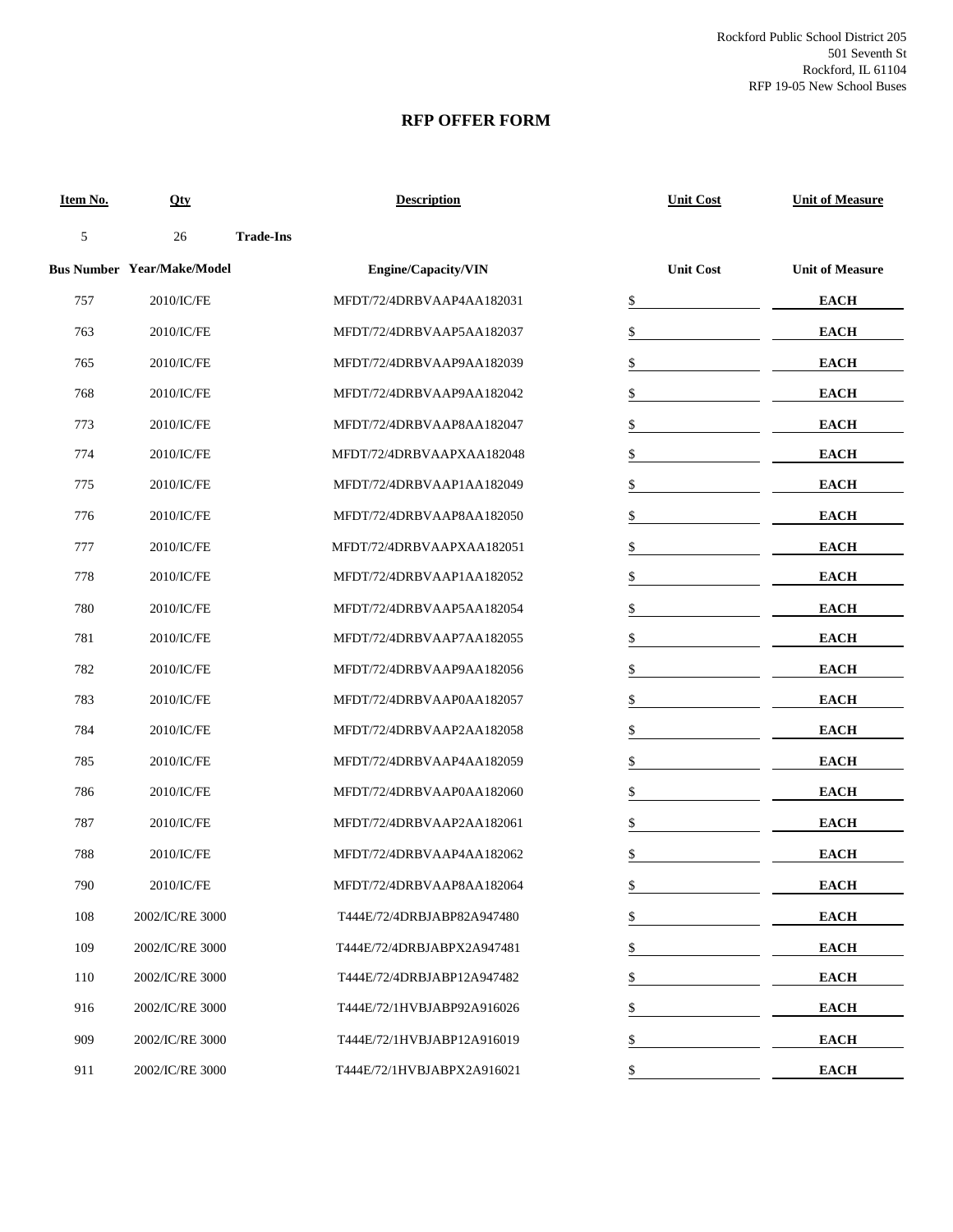Rockford Public School District 205
501 Seventh St
Rockford, IL 61104
RFP 19-05 New School Buses

# RFP OFFER FORM

| Item No. | Qty | | Description | Unit Cost | Unit of Measure |
|---|---|---|---|---|---|
| 5 | 26 | **Trade-Ins** | | | |
| **Bus Number** | **Year/Make/Model** | | **Engine/Capacity/VIN** | **Unit Cost** | **Unit of Measure** |
| 757 | 2010/IC/FE | | MFDT/72/4DRBVAAP4AA182031 | $ | **EACH** |
| 763 | 2010/IC/FE | | MFDT/72/4DRBVAAP5AA182037 | $ | **EACH** |
| 765 | 2010/IC/FE | | MFDT/72/4DRBVAAP9AA182039 | $ | **EACH** |
| 768 | 2010/IC/FE | | MFDT/72/4DRBVAAP9AA182042 | $ | **EACH** |
| 773 | 2010/IC/FE | | MFDT/72/4DRBVAAP8AA182047 | $ | **EACH** |
| 774 | 2010/IC/FE | | MFDT/72/4DRBVAAPXAA182048 | $ | **EACH** |
| 775 | 2010/IC/FE | | MFDT/72/4DRBVAAP1AA182049 | $ | **EACH** |
| 776 | 2010/IC/FE | | MFDT/72/4DRBVAAP8AA182050 | $ | **EACH** |
| 777 | 2010/IC/FE | | MFDT/72/4DRBVAAPXAA182051 | $ | **EACH** |
| 778 | 2010/IC/FE | | MFDT/72/4DRBVAAP1AA182052 | $ | **EACH** |
| 780 | 2010/IC/FE | | MFDT/72/4DRBVAAP5AA182054 | $ | **EACH** |
| 781 | 2010/IC/FE | | MFDT/72/4DRBVAAP7AA182055 | $ | **EACH** |
| 782 | 2010/IC/FE | | MFDT/72/4DRBVAAP9AA182056 | $ | **EACH** |
| 783 | 2010/IC/FE | | MFDT/72/4DRBVAAP0AA182057 | $ | **EACH** |
| 784 | 2010/IC/FE | | MFDT/72/4DRBVAAP2AA182058 | $ | **EACH** |
| 785 | 2010/IC/FE | | MFDT/72/4DRBVAAP4AA182059 | $ | **EACH** |
| 786 | 2010/IC/FE | | MFDT/72/4DRBVAAP0AA182060 | $ | **EACH** |
| 787 | 2010/IC/FE | | MFDT/72/4DRBVAAP2AA182061 | $ | **EACH** |
| 788 | 2010/IC/FE | | MFDT/72/4DRBVAAP4AA182062 | $ | **EACH** |
| 790 | 2010/IC/FE | | MFDT/72/4DRBVAAP8AA182064 | $ | **EACH** |
| 108 | 2002/IC/RE 3000 | | T444E/72/4DRBJABP82A947480 | $ | **EACH** |
| 109 | 2002/IC/RE 3000 | | T444E/72/4DRBJABPX2A947481 | $ | **EACH** |
| 110 | 2002/IC/RE 3000 | | T444E/72/4DRBJABP12A947482 | $ | **EACH** |
| 916 | 2002/IC/RE 3000 | | T444E/72/1HVBJABP92A916026 | $ | **EACH** |
| 909 | 2002/IC/RE 3000 | | T444E/72/1HVBJABP12A916019 | $ | **EACH** |
| 911 | 2002/IC/RE 3000 | | T444E/72/1HVBJABPX2A916021 | $ | **EACH** |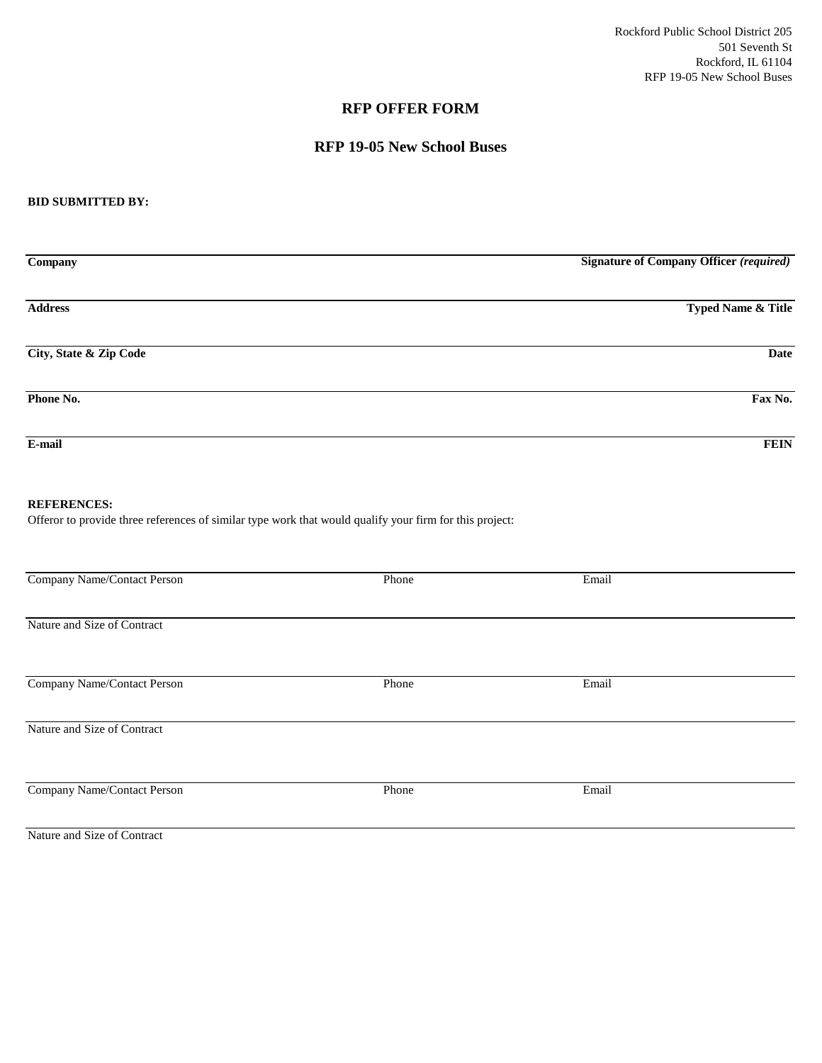Rockford Public School District 205
501 Seventh St
Rockford, IL 61104
RFP 19-05 New School Buses

## RFP OFFER FORM

## RFP 19-05 New School Buses

**BID SUBMITTED BY:**

| | |
|---|---|
| **Company** | **Signature of Company Officer *(required)*** |
| **Address** | **Typed Name & Title** |
| **City, State & Zip Code** | **Date** |
| **Phone No.** | **Fax No.** |
| **E-mail** | **FEIN** |

**REFERENCES:**

Offeror to provide three references of similar type work that would qualify your firm for this project:

| | | |
|---|---|---|
| Company Name/Contact Person | Phone | Email |
| Nature and Size of Contract | | |
| Company Name/Contact Person | Phone | Email |
| Nature and Size of Contract | | |
| Company Name/Contact Person | Phone | Email |
| Nature and Size of Contract | | |